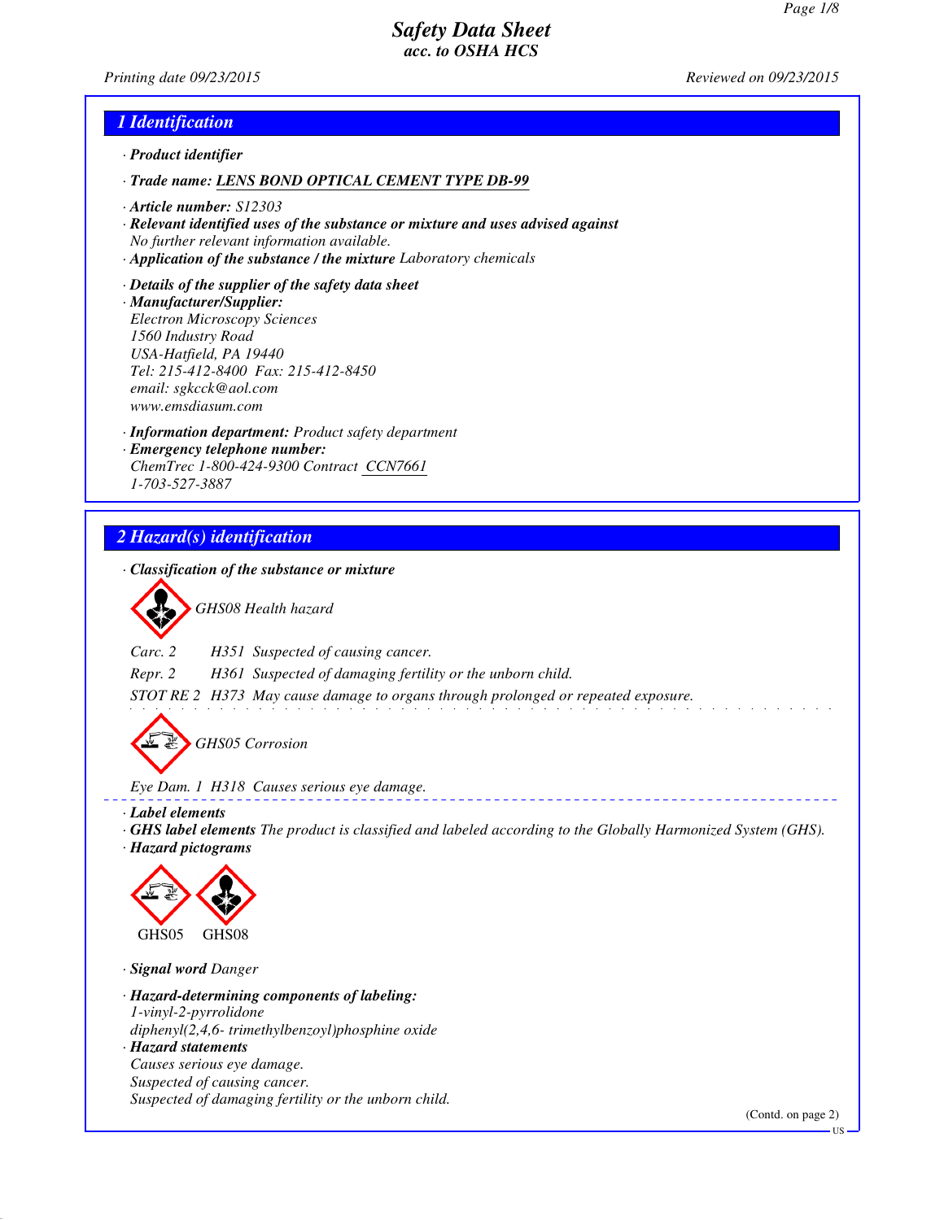# Safety Data Sheet
## acc. to OSHA HCS

*Printing date 09/23/2015* *Reviewed on 09/23/2015*

## 1 Identification

· **Product identifier**

· **Trade name:** LENS BOND OPTICAL CEMENT TYPE DB-99

· **Article number:** S12303

· **Relevant identified uses of the substance or mixture and uses advised against**
No further relevant information available.

· **Application of the substance / the mixture** Laboratory chemicals

· **Details of the supplier of the safety data sheet**

· **Manufacturer/Supplier:**
Electron Microscopy Sciences
1560 Industry Road
USA-Hatfield, PA 19440
Tel: 215-412-8400 Fax: 215-412-8450
email: sgkcck@aol.com
www.emsdiasum.com

· **Information department:** Product safety department

· **Emergency telephone number:**
ChemTrec 1-800-424-9300 Contract CCN7661
1-703-527-3887

## 2 Hazard(s) identification

· **Classification of the substance or mixture**

GHS08 Health hazard

Carc. 2 H351 Suspected of causing cancer.

Repr. 2 H361 Suspected of damaging fertility or the unborn child.

STOT RE 2 H373 May cause damage to organs through prolonged or repeated exposure.

GHS05 Corrosion

Eye Dam. 1 H318 Causes serious eye damage.

· **Label elements**

· **GHS label elements** The product is classified and labeled according to the Globally Harmonized System (GHS).

· **Hazard pictograms**

GHS05 GHS08

· **Signal word** Danger

· **Hazard-determining components of labeling:**
1-vinyl-2-pyrrolidone
diphenyl(2,4,6- trimethylbenzoyl)phosphine oxide

· **Hazard statements**
Causes serious eye damage.
Suspected of causing cancer.
Suspected of damaging fertility or the unborn child.

(Contd. on page 2)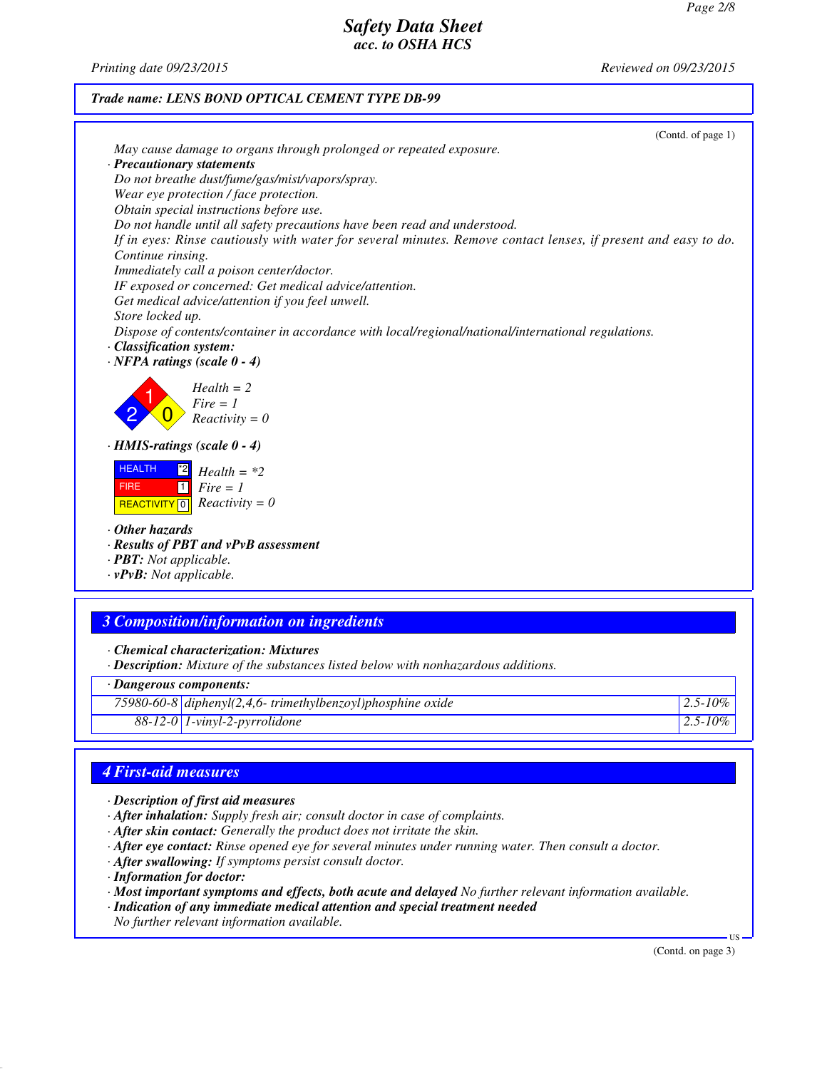Trade name: LENS BOND OPTICAL CEMENT TYPE DB-99

(Contd. of page 1)

May cause damage to organs through prolonged or repeated exposure.

· **Precautionary statements**

Do not breathe dust/fume/gas/mist/vapors/spray.
Wear eye protection / face protection.
Obtain special instructions before use.
Do not handle until all safety precautions have been read and understood.
If in eyes: Rinse cautiously with water for several minutes. Remove contact lenses, if present and easy to do. Continue rinsing.
Immediately call a poison center/doctor.
IF exposed or concerned: Get medical advice/attention.
Get medical advice/attention if you feel unwell.
Store locked up.
Dispose of contents/container in accordance with local/regional/national/international regulations.

· **Classification system:**

· **NFPA ratings (scale 0 - 4)**

Health = 2
Fire = 1
Reactivity = 0

· **HMIS-ratings (scale 0 - 4)**

| | |
|---|---|
| HEALTH | *2 |
| FIRE | 1 |
| REACTIVITY | 0 |

Health = *2
Fire = 1
Reactivity = 0

· **Other hazards**

· **Results of PBT and vPvB assessment**

· **PBT:** Not applicable.

· **vPvB:** Not applicable.

## 3 Composition/information on ingredients

· **Chemical characterization: Mixtures**

· **Description:** Mixture of the substances listed below with nonhazardous additions.

| · Dangerous components: | | |
|---|---|---|
| 75980-60-8 | diphenyl(2,4,6- trimethylbenzoyl)phosphine oxide | 2.5-10% |
| 88-12-0 | 1-vinyl-2-pyrrolidone | 2.5-10% |

## 4 First-aid measures

· **Description of first aid measures**

· **After inhalation:** Supply fresh air; consult doctor in case of complaints.

· **After skin contact:** Generally the product does not irritate the skin.

· **After eye contact:** Rinse opened eye for several minutes under running water. Then consult a doctor.

· **After swallowing:** If symptoms persist consult doctor.

· **Information for doctor:**

· **Most important symptoms and effects, both acute and delayed** No further relevant information available.

· **Indication of any immediate medical attention and special treatment needed**

No further relevant information available.

(Contd. on page 3)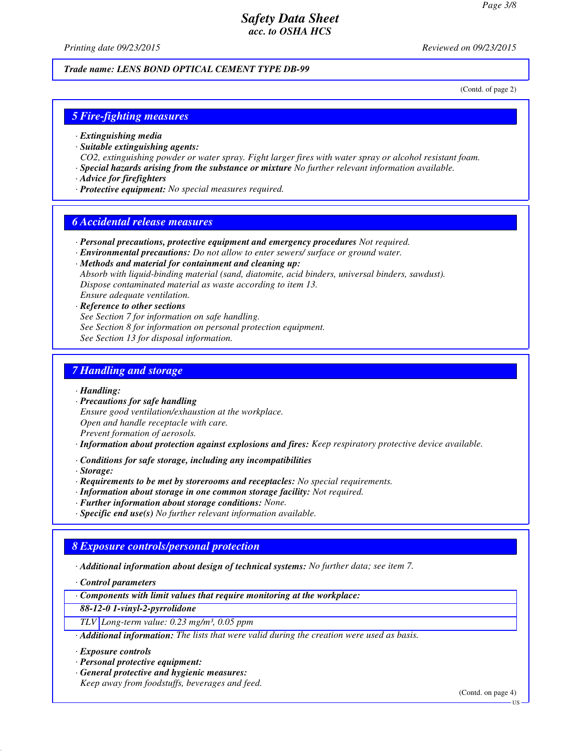## Safety Data Sheet
### acc. to OSHA HCS

*Printing date 09/23/2015* *Reviewed on 09/23/2015*

***Trade name: LENS BOND OPTICAL CEMENT TYPE DB-99***

(Contd. of page 2)

## 5 Fire-fighting measures

· ***Extinguishing media***
· ***Suitable extinguishing agents:***
*$CO_2$, extinguishing powder or water spray. Fight larger fires with water spray or alcohol resistant foam.*
· ***Special hazards arising from the substance or mixture*** *No further relevant information available.*
· ***Advice for firefighters***
· ***Protective equipment:*** *No special measures required.*

## 6 Accidental release measures

· ***Personal precautions, protective equipment and emergency procedures*** *Not required.*
· ***Environmental precautions:*** *Do not allow to enter sewers/ surface or ground water.*
· ***Methods and material for containment and cleaning up:***
*Absorb with liquid-binding material (sand, diatomite, acid binders, universal binders, sawdust).*
*Dispose contaminated material as waste according to item 13.*
*Ensure adequate ventilation.*
· ***Reference to other sections***
*See Section 7 for information on safe handling.*
*See Section 8 for information on personal protection equipment.*
*See Section 13 for disposal information.*

## 7 Handling and storage

· ***Handling:***
· ***Precautions for safe handling***
*Ensure good ventilation/exhaustion at the workplace.*
*Open and handle receptacle with care.*
*Prevent formation of aerosols.*
· ***Information about protection against explosions and fires:*** *Keep respiratory protective device available.*

· ***Conditions for safe storage, including any incompatibilities***
· ***Storage:***
· ***Requirements to be met by storerooms and receptacles:*** *No special requirements.*
· ***Information about storage in one common storage facility:*** *Not required.*
· ***Further information about storage conditions:*** *None.*
· ***Specific end use(s)*** *No further relevant information available.*

## 8 Exposure controls/personal protection

· ***Additional information about design of technical systems:*** *No further data; see item 7.*

· ***Control parameters***

| · ***Components with limit values that require monitoring at the workplace:*** | |
|---|---|
| ***88-12-0 1-vinyl-2-pyrrolidone*** | |
| *TLV* | *Long-term value: 0.23 mg/m³, 0.05 ppm* |

· ***Additional information:*** *The lists that were valid during the creation were used as basis.*

· ***Exposure controls***
· ***Personal protective equipment:***
· ***General protective and hygienic measures:***
*Keep away from foodstuffs, beverages and feed.*

(Contd. on page 4)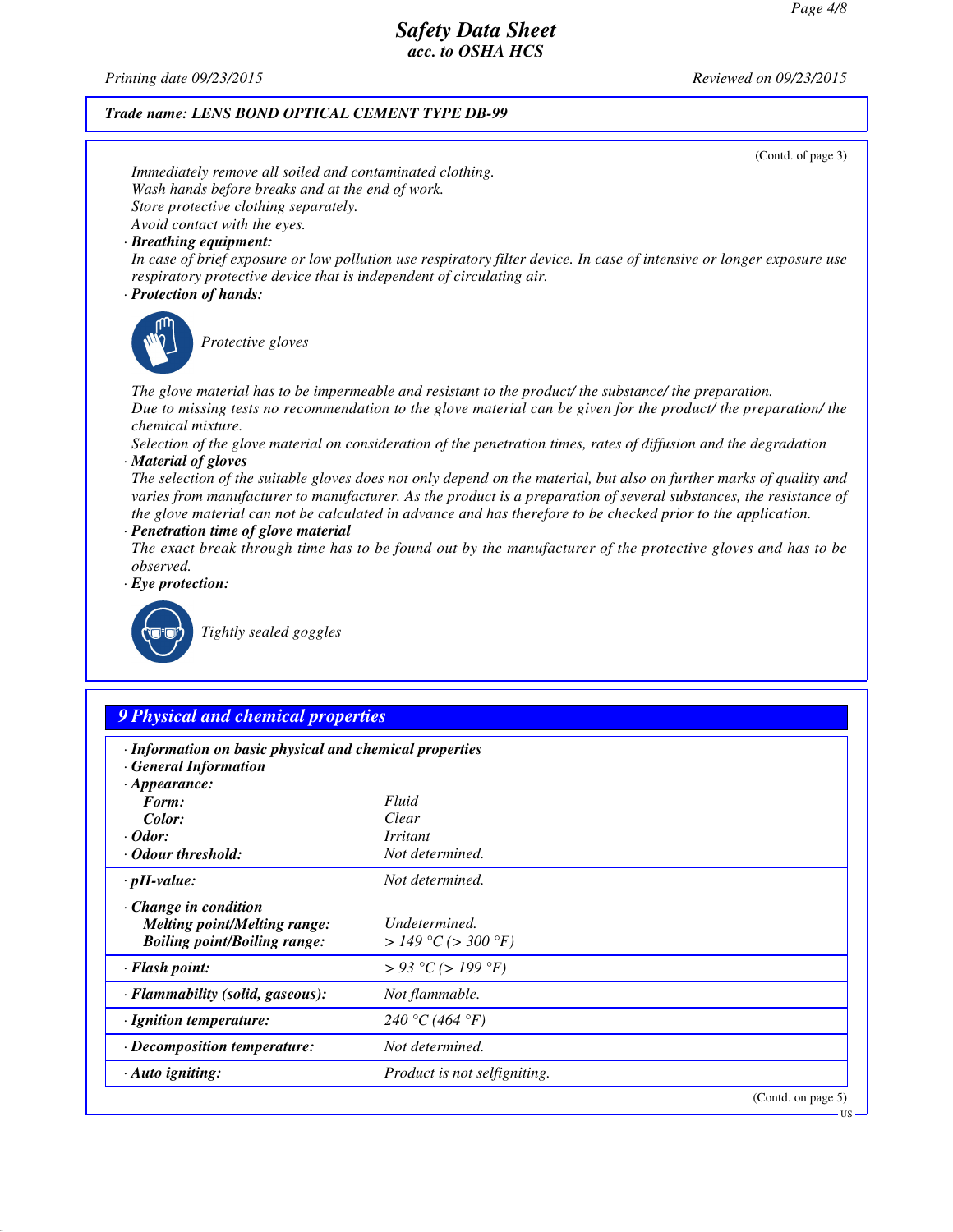**Trade name: LENS BOND OPTICAL CEMENT TYPE DB-99**

(Contd. of page 3)

*Immediately remove all soiled and contaminated clothing.*
*Wash hands before breaks and at the end of work.*
*Store protective clothing separately.*
*Avoid contact with the eyes.*

· **Breathing equipment:**
*In case of brief exposure or low pollution use respiratory filter device. In case of intensive or longer exposure use respiratory protective device that is independent of circulating air.*

· **Protection of hands:**

*Protective gloves*

*The glove material has to be impermeable and resistant to the product/ the substance/ the preparation.*
*Due to missing tests no recommendation to the glove material can be given for the product/ the preparation/ the chemical mixture.*
*Selection of the glove material on consideration of the penetration times, rates of diffusion and the degradation*

· **Material of gloves**
*The selection of the suitable gloves does not only depend on the material, but also on further marks of quality and varies from manufacturer to manufacturer. As the product is a preparation of several substances, the resistance of the glove material can not be calculated in advance and has therefore to be checked prior to the application.*

· **Penetration time of glove material**
*The exact break through time has to be found out by the manufacturer of the protective gloves and has to be observed.*

· **Eye protection:**

*Tightly sealed goggles*

## 9 Physical and chemical properties

| · Information on basic physical and chemical properties | |
|---|---|
| · General Information | |
| · Appearance: | |
| Form: | Fluid |
| Color: | Clear |
| · Odor: | Irritant |
| · Odour threshold: | Not determined. |
| · pH-value: | Not determined. |
| · Change in condition | |
| Melting point/Melting range: | Undetermined. |
| Boiling point/Boiling range: | > 149 °C (> 300 °F) |
| · Flash point: | > 93 °C (> 199 °F) |
| · Flammability (solid, gaseous): | Not flammable. |
| · Ignition temperature: | 240 °C (464 °F) |
| · Decomposition temperature: | Not determined. |
| · Auto igniting: | Product is not selfigniting. |

(Contd. on page 5)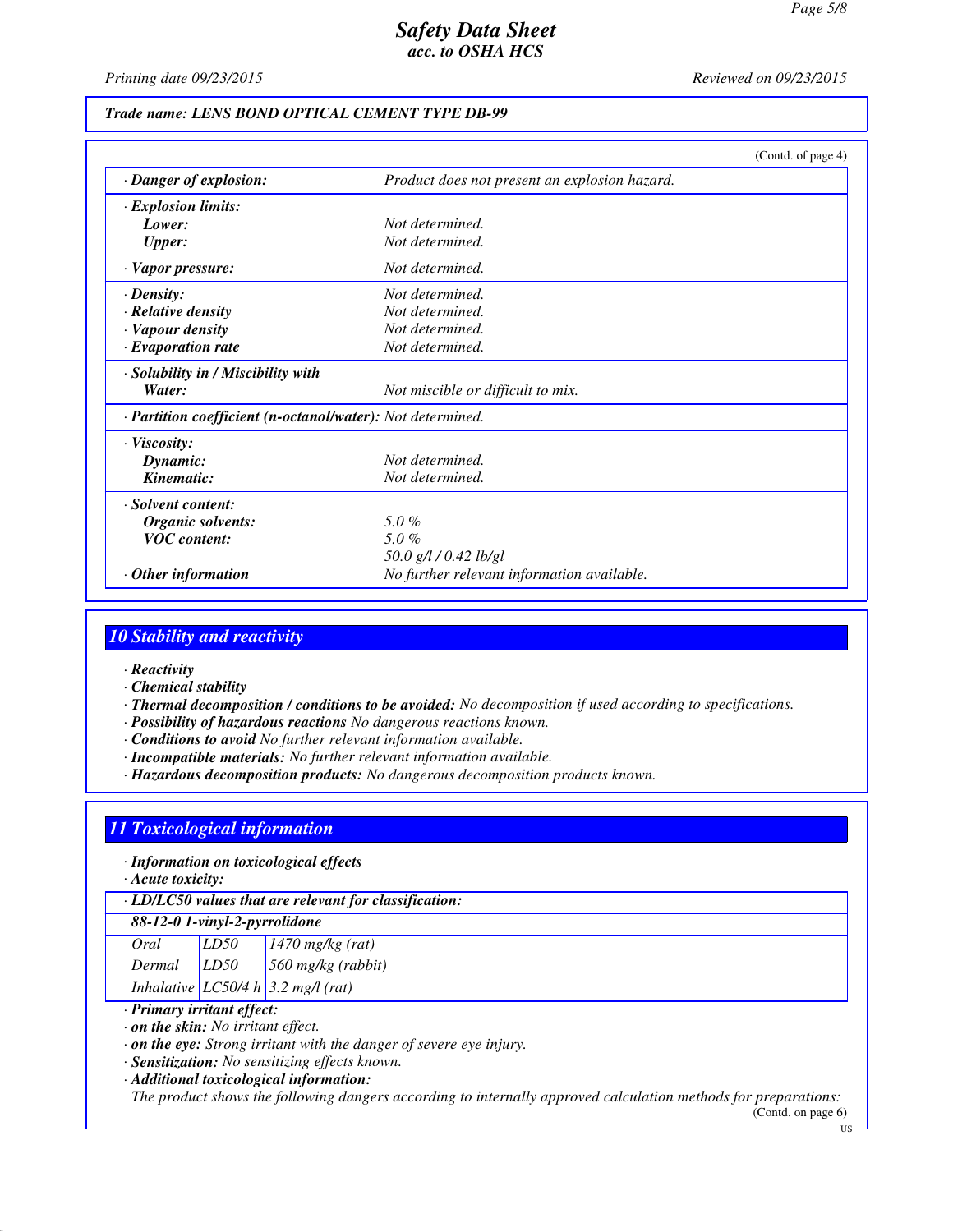**Trade name: LENS BOND OPTICAL CEMENT TYPE DB-99**

(Contd. of page 4)

| | |
|---|---|
| **· Danger of explosion:** | Product does not present an explosion hazard. |
| **· Explosion limits:** | |
| **Lower:** | Not determined. |
| **Upper:** | Not determined. |
| **· Vapor pressure:** | Not determined. |
| **· Density:** | Not determined. |
| **· Relative density** | Not determined. |
| **· Vapour density** | Not determined. |
| **· Evaporation rate** | Not determined. |
| **· Solubility in / Miscibility with** | |
| **Water:** | Not miscible or difficult to mix. |
| **· Partition coefficient (n-octanol/water):** | Not determined. |
| **· Viscosity:** | |
| **Dynamic:** | Not determined. |
| **Kinematic:** | Not determined. |
| **· Solvent content:** | |
| **Organic solvents:** | 5.0 % |
| **VOC content:** | 5.0 % |
| | 50.0 g/l / 0.42 lb/gl |
| **· Other information** | No further relevant information available. |

## 10 Stability and reactivity

- **· Reactivity**
- **· Chemical stability**
- **· Thermal decomposition / conditions to be avoided:** No decomposition if used according to specifications.
- **· Possibility of hazardous reactions** No dangerous reactions known.
- **· Conditions to avoid** No further relevant information available.
- **· Incompatible materials:** No further relevant information available.
- **· Hazardous decomposition products:** No dangerous decomposition products known.

## 11 Toxicological information

- **· Information on toxicological effects**
- **· Acute toxicity:**

| **· LD/LC50 values that are relevant for classification:** | | |
|---|---|---|
| **88-12-0 1-vinyl-2-pyrrolidone** | | |
| Oral | LD50 | 1470 mg/kg (rat) |
| Dermal | LD50 | 560 mg/kg (rabbit) |
| Inhalative | LC50/4 h | 3.2 mg/l (rat) |

- **· Primary irritant effect:**
- **· on the skin:** No irritant effect.
- **· on the eye:** Strong irritant with the danger of severe eye injury.
- **· Sensitization:** No sensitizing effects known.
- **· Additional toxicological information:**

The product shows the following dangers according to internally approved calculation methods for preparations:

(Contd. on page 6)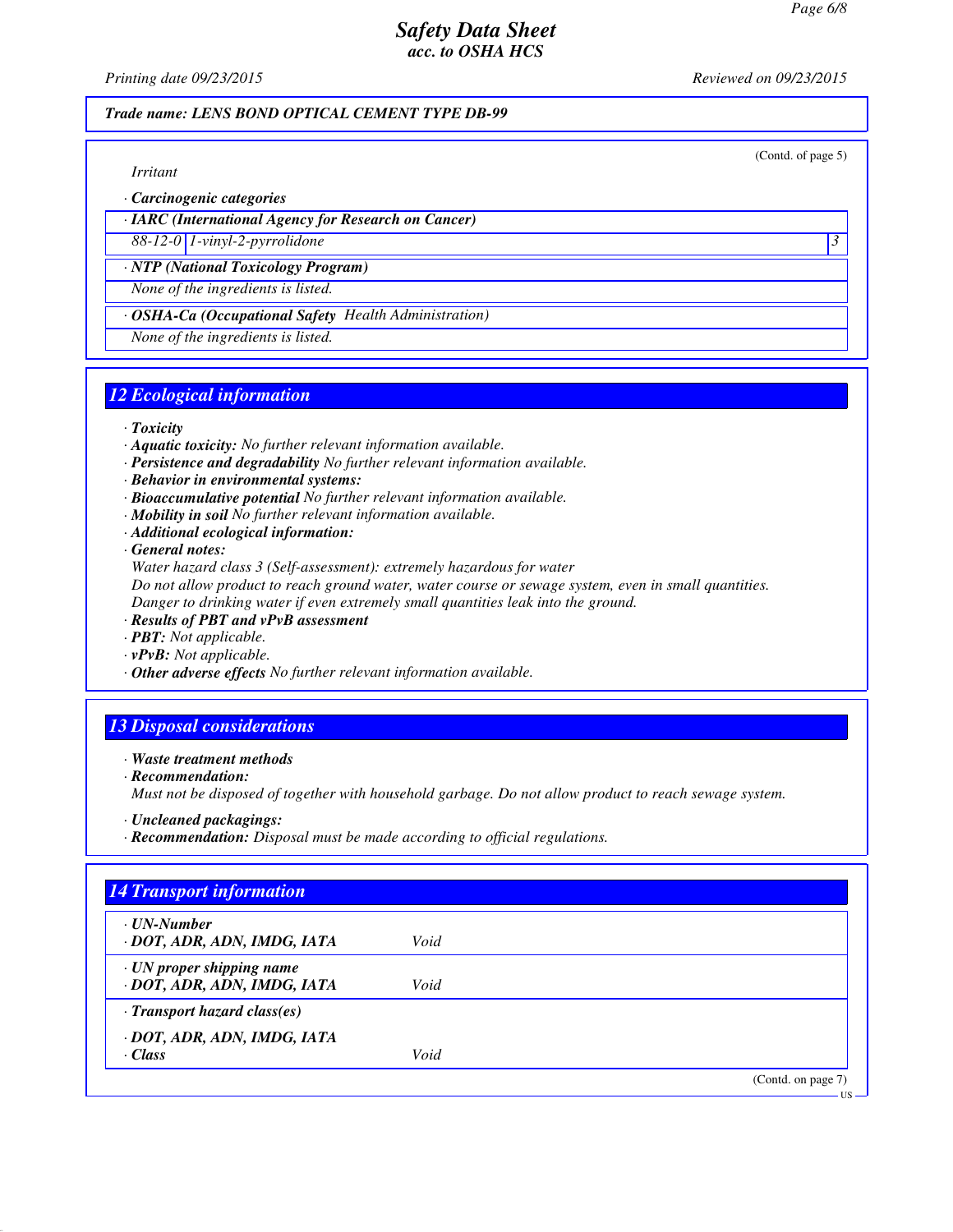*Trade name: LENS BOND OPTICAL CEMENT TYPE DB-99*

(Contd. of page 5)

*Irritant*

· **Carcinogenic categories**

| · IARC (International Agency for Research on Cancer) | | |
|---|---|---|
| 88-12-0 | 1-vinyl-2-pyrrolidone | 3 |

| · NTP (National Toxicology Program) |
|---|
| None of the ingredients is listed. |

| · OSHA-Ca (Occupational Safety Health Administration) |
|---|
| None of the ingredients is listed. |

## 12 Ecological information

· **Toxicity**
· **Aquatic toxicity:** No further relevant information available.
· **Persistence and degradability** No further relevant information available.
· **Behavior in environmental systems:**
· **Bioaccumulative potential** No further relevant information available.
· **Mobility in soil** No further relevant information available.
· **Additional ecological information:**
· **General notes:**
Water hazard class 3 (Self-assessment): extremely hazardous for water
Do not allow product to reach ground water, water course or sewage system, even in small quantities.
Danger to drinking water if even extremely small quantities leak into the ground.
· **Results of PBT and vPvB assessment**
· **PBT:** Not applicable.
· **vPvB:** Not applicable.
· **Other adverse effects** No further relevant information available.

## 13 Disposal considerations

· **Waste treatment methods**
· **Recommendation:**
Must not be disposed of together with household garbage. Do not allow product to reach sewage system.

· **Uncleaned packagings:**
· **Recommendation:** Disposal must be made according to official regulations.

## 14 Transport information

| | |
|---|---|
| · **UN-Number**<br>· **DOT, ADR, ADN, IMDG, IATA** | Void |
| · **UN proper shipping name**<br>· **DOT, ADR, ADN, IMDG, IATA** | Void |
| · **Transport hazard class(es)**<br><br>· **DOT, ADR, ADN, IMDG, IATA**<br>· **Class** | Void |

(Contd. on page 7)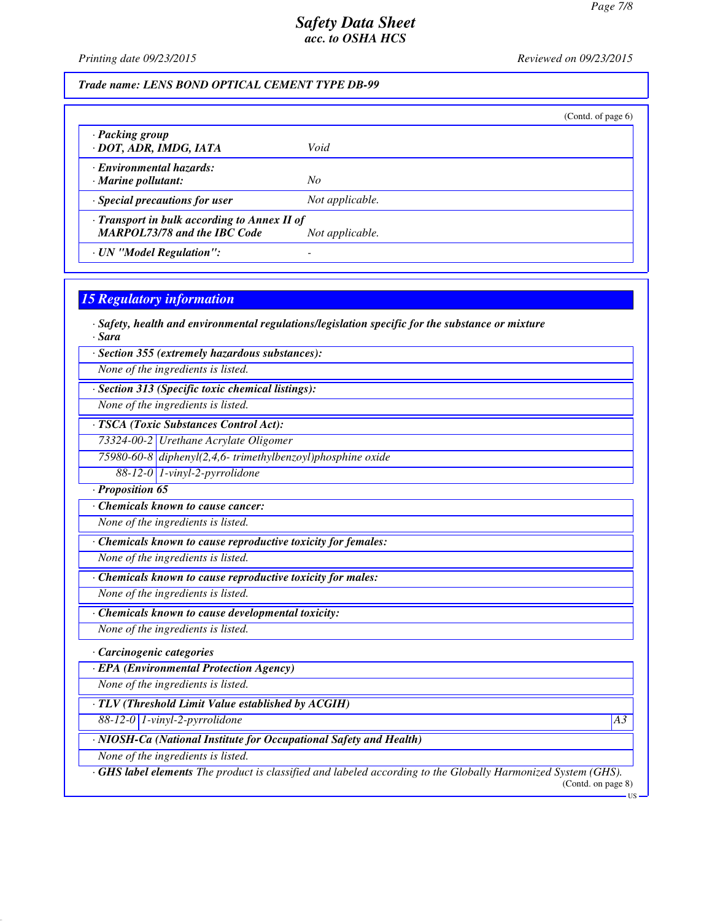Trade name: LENS BOND OPTICAL CEMENT TYPE DB-99

(Contd. of page 6)

| | |
|---|---|
| · **Packing group** · **DOT, ADR, IMDG, IATA** | *Void* |
| · **Environmental hazards:** · **Marine pollutant:** | *No* |
| · **Special precautions for user** | *Not applicable.* |
| · **Transport in bulk according to Annex II of MARPOL73/78 and the IBC Code** | *Not applicable.* |
| · **UN "Model Regulation":** | - |

## 15 Regulatory information

· **Safety, health and environmental regulations/legislation specific for the substance or mixture**
· **Sara**

· **Section 355 (extremely hazardous substances):**

None of the ingredients is listed.

· **Section 313 (Specific toxic chemical listings):**

None of the ingredients is listed.

· **TSCA (Toxic Substances Control Act):**

| | |
|---|---|
| 73324-00-2 | Urethane Acrylate Oligomer |
| 75980-60-8 | diphenyl(2,4,6- trimethylbenzoyl)phosphine oxide |
| 88-12-0 | 1-vinyl-2-pyrrolidone |

· **Proposition 65**

· **Chemicals known to cause cancer:**

None of the ingredients is listed.

· **Chemicals known to cause reproductive toxicity for females:**

None of the ingredients is listed.

· **Chemicals known to cause reproductive toxicity for males:**

None of the ingredients is listed.

· **Chemicals known to cause developmental toxicity:**

None of the ingredients is listed.

· **Carcinogenic categories**

· **EPA (Environmental Protection Agency)**

None of the ingredients is listed.

· **TLV (Threshold Limit Value established by ACGIH)**

| | | |
|---|---|---|
| 88-12-0 | 1-vinyl-2-pyrrolidone | A3 |

· **NIOSH-Ca (National Institute for Occupational Safety and Health)**

None of the ingredients is listed.

· **GHS label elements** The product is classified and labeled according to the Globally Harmonized System (GHS).

(Contd. on page 8)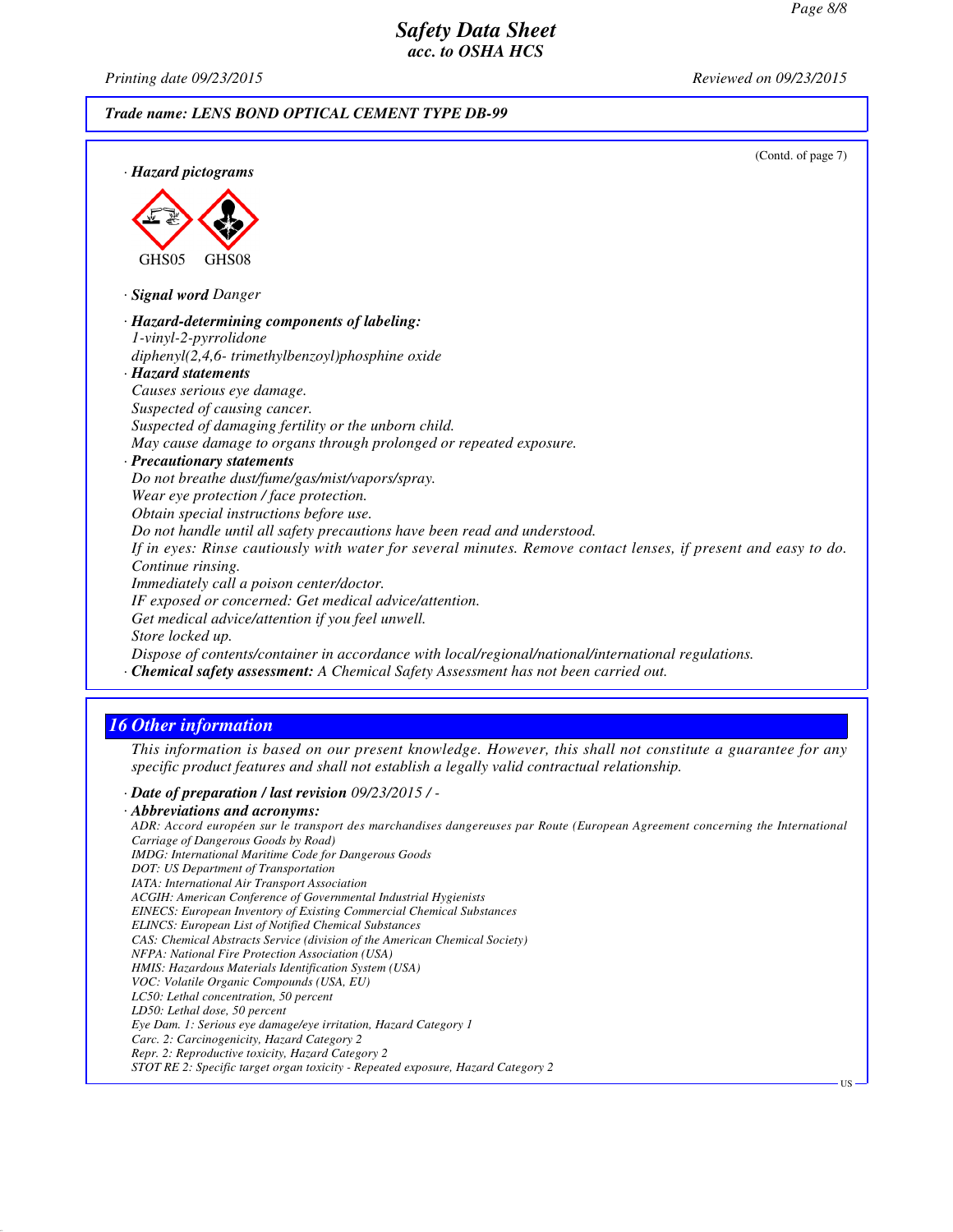Trade name: LENS BOND OPTICAL CEMENT TYPE DB-99

(Contd. of page 7)

· **Hazard pictograms**

GHS05 GHS08

· **Signal word** Danger

· **Hazard-determining components of labeling:**
1-vinyl-2-pyrrolidone
diphenyl(2,4,6- trimethylbenzoyl)phosphine oxide

· **Hazard statements**
Causes serious eye damage.
Suspected of causing cancer.
Suspected of damaging fertility or the unborn child.
May cause damage to organs through prolonged or repeated exposure.

· **Precautionary statements**
Do not breathe dust/fume/gas/mist/vapors/spray.
Wear eye protection / face protection.
Obtain special instructions before use.
Do not handle until all safety precautions have been read and understood.
If in eyes: Rinse cautiously with water for several minutes. Remove contact lenses, if present and easy to do. Continue rinsing.
Immediately call a poison center/doctor.
IF exposed or concerned: Get medical advice/attention.
Get medical advice/attention if you feel unwell.
Store locked up.
Dispose of contents/container in accordance with local/regional/national/international regulations.

· **Chemical safety assessment:** A Chemical Safety Assessment has not been carried out.

## 16 Other information

This information is based on our present knowledge. However, this shall not constitute a guarantee for any specific product features and shall not establish a legally valid contractual relationship.

· **Date of preparation / last revision** 09/23/2015 / -

· **Abbreviations and acronyms:**
ADR: Accord européen sur le transport des marchandises dangereuses par Route (European Agreement concerning the International Carriage of Dangerous Goods by Road)
IMDG: International Maritime Code for Dangerous Goods
DOT: US Department of Transportation
IATA: International Air Transport Association
ACGIH: American Conference of Governmental Industrial Hygienists
EINECS: European Inventory of Existing Commercial Chemical Substances
ELINCS: European List of Notified Chemical Substances
CAS: Chemical Abstracts Service (division of the American Chemical Society)
NFPA: National Fire Protection Association (USA)
HMIS: Hazardous Materials Identification System (USA)
VOC: Volatile Organic Compounds (USA, EU)
LC50: Lethal concentration, 50 percent
LD50: Lethal dose, 50 percent
Eye Dam. 1: Serious eye damage/eye irritation, Hazard Category 1
Carc. 2: Carcinogenicity, Hazard Category 2
Repr. 2: Reproductive toxicity, Hazard Category 2
STOT RE 2: Specific target organ toxicity - Repeated exposure, Hazard Category 2